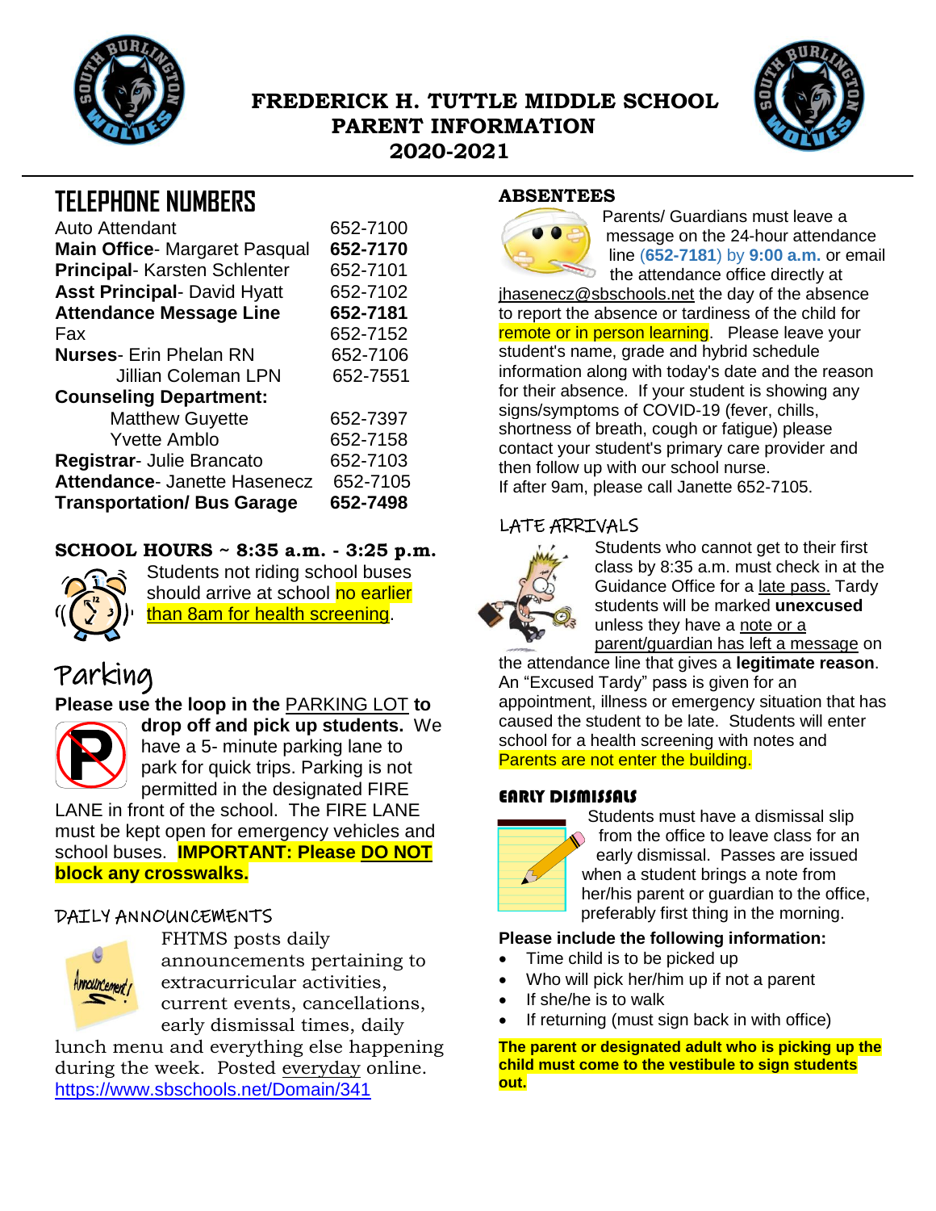# FREDERICK H. TUTTLE MIDDLE SCHOOL
# PARENT INFORMATION
# 2020-2021

## TELEPHONE NUMBERS

| | |
|---|---|
| Auto Attendant | 652-7100 |
| **Main Office**- Margaret Pasqual | **652-7170** |
| **Principal**- Karsten Schlenter | 652-7101 |
| **Asst Principal**- David Hyatt | 652-7102 |
| **Attendance Message Line** | **652-7181** |
| Fax | 652-7152 |
| **Nurses**- Erin Phelan RN | 652-7106 |
| Jillian Coleman LPN | 652-7551 |
| **Counseling Department:** | |
| Matthew Guyette | 652-7397 |
| Yvette Amblo | 652-7158 |
| **Registrar**- Julie Brancato | 652-7103 |
| **Attendance**- Janette Hasenecz | 652-7105 |
| **Transportation/ Bus Garage** | **652-7498** |

## SCHOOL HOURS ~ 8:35 a.m. - 3:25 p.m.

Students not riding school buses should arrive at school no earlier than 8am for health screening.

## Parking

**Please use the loop in the PARKING LOT to drop off and pick up students.** We have a 5- minute parking lane to park for quick trips. Parking is not permitted in the designated FIRE LANE in front of the school. The FIRE LANE must be kept open for emergency vehicles and school buses. **IMPORTANT: Please DO NOT block any crosswalks.**

## DAILY ANNOUNCEMENTS

FHTMS posts daily announcements pertaining to extracurricular activities, current events, cancellations, early dismissal times, daily lunch menu and everything else happening during the week. Posted everyday online. https://www.sbschools.net/Domain/341

## ABSENTEES

Parents/ Guardians must leave a message on the 24-hour attendance line (**652-7181**) by **9:00 a.m.** or email the attendance office directly at jhasenecz@sbschools.net the day of the absence to report the absence or tardiness of the child for remote or in person learning. Please leave your student's name, grade and hybrid schedule information along with today's date and the reason for their absence. If your student is showing any signs/symptoms of COVID-19 (fever, chills, shortness of breath, cough or fatigue) please contact your student's primary care provider and then follow up with our school nurse.
If after 9am, please call Janette 652-7105.

## LATE ARRIVALS

Students who cannot get to their first class by 8:35 a.m. must check in at the Guidance Office for a late pass. Tardy students will be marked **unexcused** unless they have a note or a parent/guardian has left a message on the attendance line that gives a **legitimate reason**. An "Excused Tardy" pass is given for an appointment, illness or emergency situation that has caused the student to be late. Students will enter school for a health screening with notes and Parents are not enter the building.

## EARLY DISMISSALS

Students must have a dismissal slip from the office to leave class for an early dismissal. Passes are issued when a student brings a note from her/his parent or guardian to the office, preferably first thing in the morning.

**Please include the following information:**

- Time child is to be picked up
- Who will pick her/him up if not a parent
- If she/he is to walk
- If returning (must sign back in with office)

**The parent or designated adult who is picking up the child must come to the vestibule to sign students out.**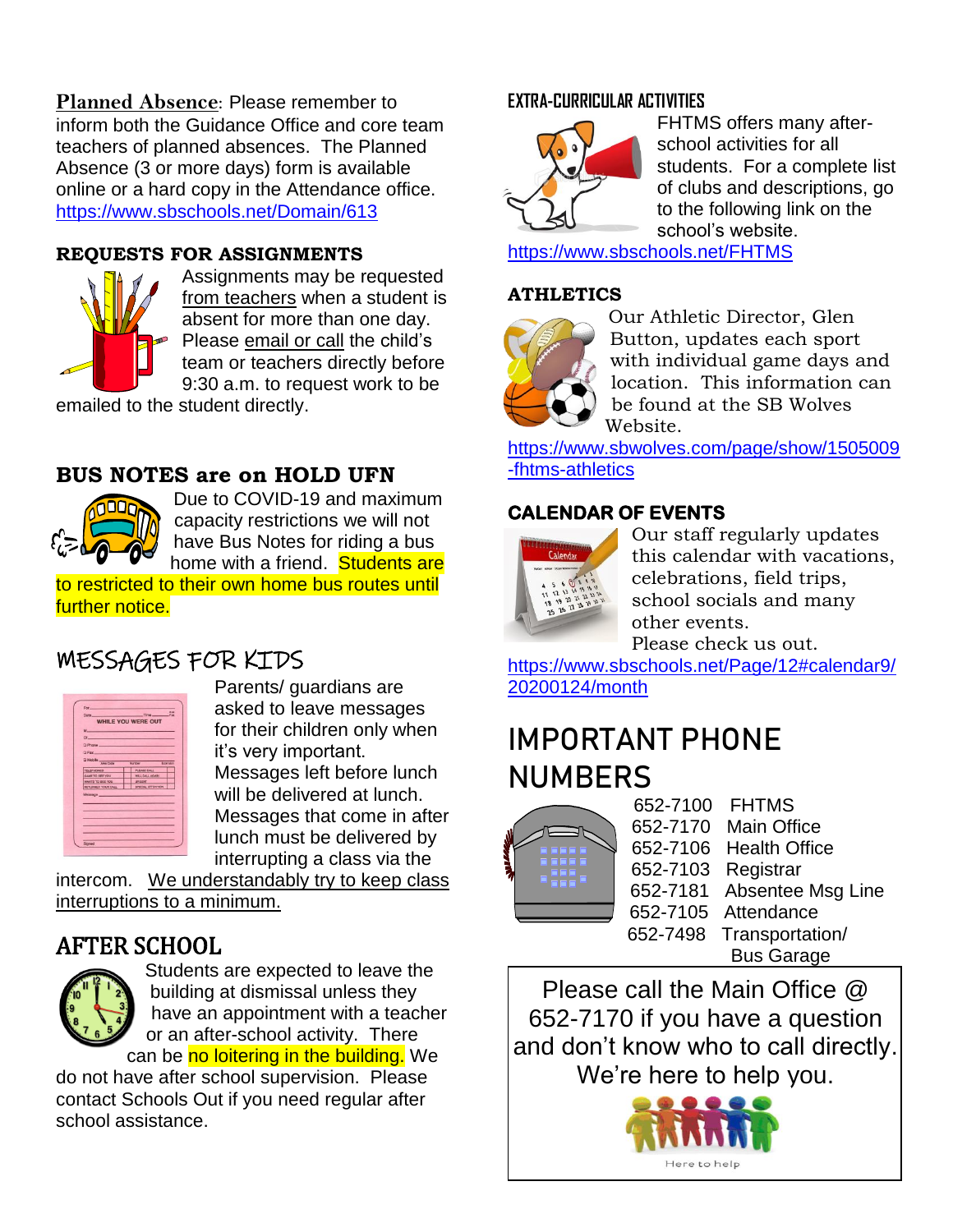**Planned Absence**: Please remember to inform both the Guidance Office and core team teachers of planned absences. The Planned Absence (3 or more days) form is available online or a hard copy in the Attendance office. https://www.sbschools.net/Domain/613

## REQUESTS FOR ASSIGNMENTS

Assignments may be requested from teachers when a student is absent for more than one day. Please email or call the child's team or teachers directly before 9:30 a.m. to request work to be emailed to the student directly.

## BUS NOTES are on HOLD UFN

Due to COVID-19 and maximum capacity restrictions we will not have Bus Notes for riding a bus home with a friend. Students are to restricted to their own home bus routes until further notice.

## MESSAGES FOR KIDS

Parents/ guardians are asked to leave messages for their children only when it's very important. Messages left before lunch will be delivered at lunch. Messages that come in after lunch must be delivered by interrupting a class via the intercom. We understandably try to keep class interruptions to a minimum.

## AFTER SCHOOL

Students are expected to leave the building at dismissal unless they have an appointment with a teacher or an after-school activity. There can be no loitering in the building. We do not have after school supervision. Please contact Schools Out if you need regular after school assistance.

## EXTRA-CURRICULAR ACTIVITIES

FHTMS offers many after-school activities for all students. For a complete list of clubs and descriptions, go to the following link on the school's website.
https://www.sbschools.net/FHTMS

## ATHLETICS

Our Athletic Director, Glen Button, updates each sport with individual game days and location. This information can be found at the SB Wolves Website.
https://www.sbwolves.com/page/show/1505009-fhtms-athletics

## CALENDAR OF EVENTS

Our staff regularly updates this calendar with vacations, celebrations, field trips, school socials and many other events.
Please check us out.
https://www.sbschools.net/Page/12#calendar9/20200124/month

## IMPORTANT PHONE NUMBERS

| | |
|---|---|
| 652-7100 | FHTMS |
| 652-7170 | Main Office |
| 652-7106 | Health Office |
| 652-7103 | Registrar |
| 652-7181 | Absentee Msg Line |
| 652-7105 | Attendance |
| 652-7498 | Transportation/ Bus Garage |

Please call the Main Office @ 652-7170 if you have a question and don't know who to call directly. We're here to help you.

Here to help